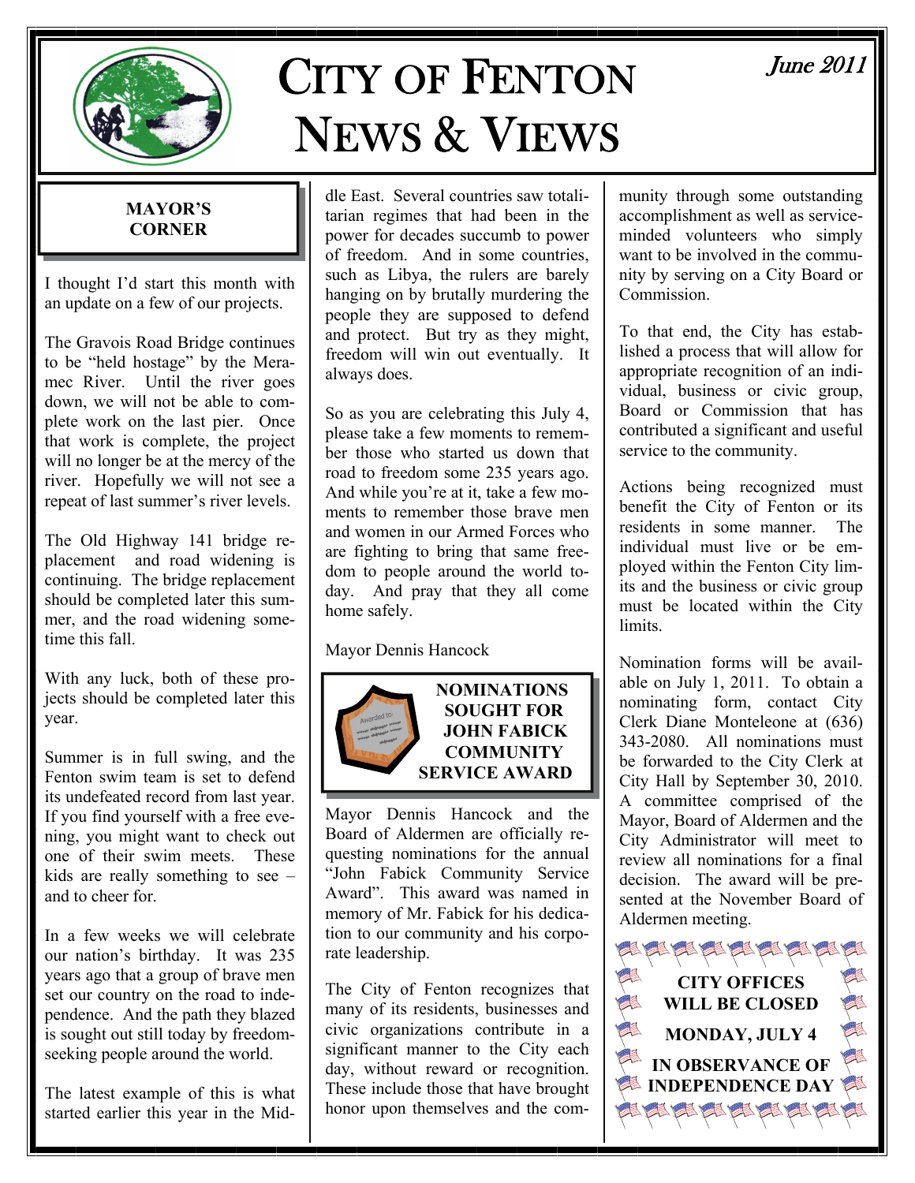# CITY OF FENTON NEWS & VIEWS

*June 2011*

## MAYOR'S CORNER

I thought I'd start this month with an update on a few of our projects.

The Gravois Road Bridge continues to be "held hostage" by the Meramec River. Until the river goes down, we will not be able to complete work on the last pier. Once that work is complete, the project will no longer be at the mercy of the river. Hopefully we will not see a repeat of last summer's river levels.

The Old Highway 141 bridge replacement and road widening is continuing. The bridge replacement should be completed later this summer, and the road widening sometime this fall.

With any luck, both of these projects should be completed later this year.

Summer is in full swing, and the Fenton swim team is set to defend its undefeated record from last year. If you find yourself with a free evening, you might want to check out one of their swim meets. These kids are really something to see – and to cheer for.

In a few weeks we will celebrate our nation's birthday. It was 235 years ago that a group of brave men set our country on the road to independence. And the path they blazed is sought out still today by freedom-seeking people around the world.

The latest example of this is what started earlier this year in the Middle East. Several countries saw totalitarian regimes that had been in the power for decades succumb to power of freedom. And in some countries, such as Libya, the rulers are barely hanging on by brutally murdering the people they are supposed to defend and protect. But try as they might, freedom will win out eventually. It always does.

So as you are celebrating this July 4, please take a few moments to remember those who started us down that road to freedom some 235 years ago. And while you're at it, take a few moments to remember those brave men and women in our Armed Forces who are fighting to bring that same freedom to people around the world today. And pray that they all come home safely.

Mayor Dennis Hancock

## NOMINATIONS SOUGHT FOR JOHN FABICK COMMUNITY SERVICE AWARD

Mayor Dennis Hancock and the Board of Aldermen are officially requesting nominations for the annual "John Fabick Community Service Award". This award was named in memory of Mr. Fabick for his dedication to our community and his corporate leadership.

The City of Fenton recognizes that many of its residents, businesses and civic organizations contribute in a significant manner to the City each day, without reward or recognition. These include those that have brought honor upon themselves and the community through some outstanding accomplishment as well as service-minded volunteers who simply want to be involved in the community by serving on a City Board or Commission.

To that end, the City has established a process that will allow for appropriate recognition of an individual, business or civic group, Board or Commission that has contributed a significant and useful service to the community.

Actions being recognized must benefit the City of Fenton or its residents in some manner. The individual must live or be employed within the Fenton City limits and the business or civic group must be located within the City limits.

Nomination forms will be available on July 1, 2011. To obtain a nominating form, contact City Clerk Diane Monteleone at (636) 343-2080. All nominations must be forwarded to the City Clerk at City Hall by September 30, 2010. A committee comprised of the Mayor, Board of Aldermen and the City Administrator will meet to review all nominations for a final decision. The award will be presented at the November Board of Aldermen meeting.

**CITY OFFICES WILL BE CLOSED**

**MONDAY, JULY 4**

**IN OBSERVANCE OF INDEPENDENCE DAY**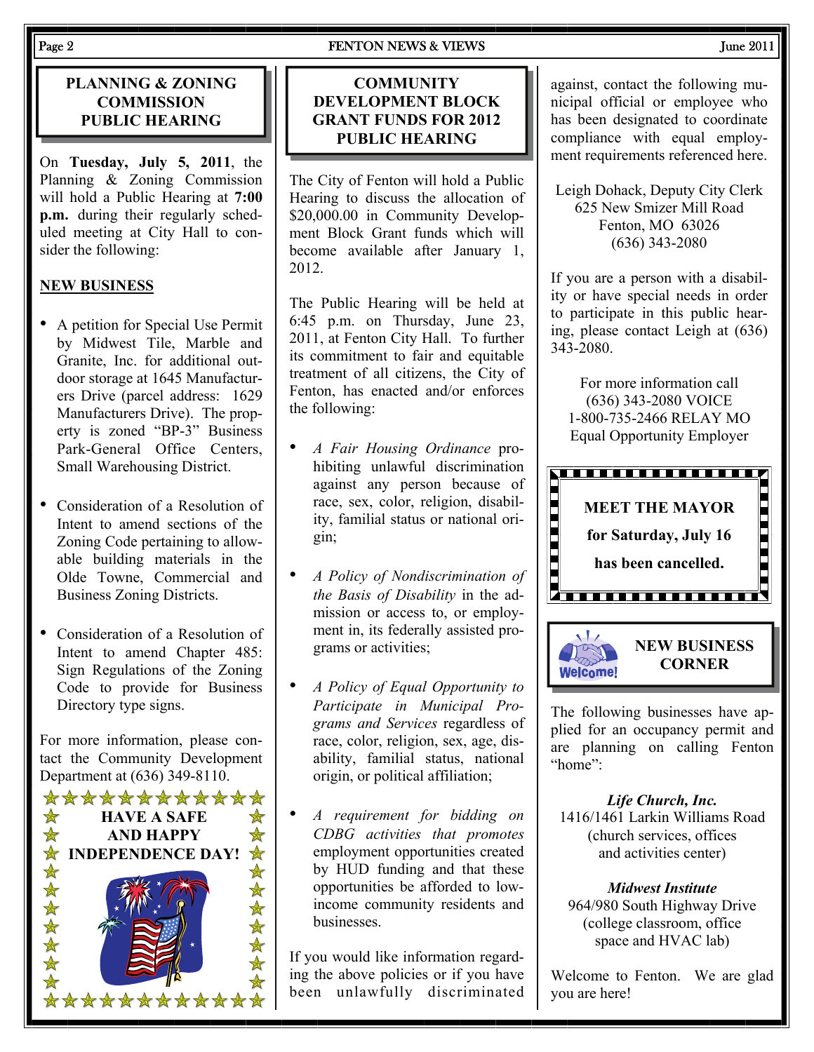## PLANNING & ZONING COMMISSION PUBLIC HEARING

On **Tuesday, July 5, 2011**, the Planning & Zoning Commission will hold a Public Hearing at **7:00 p.m.** during their regularly scheduled meeting at City Hall to consider the following:

**NEW BUSINESS**

- A petition for Special Use Permit by Midwest Tile, Marble and Granite, Inc. for additional outdoor storage at 1645 Manufacturers Drive (parcel address: 1629 Manufacturers Drive). The property is zoned "BP-3" Business Park-General Office Centers, Small Warehousing District.
- Consideration of a Resolution of Intent to amend sections of the Zoning Code pertaining to allowable building materials in the Olde Towne, Commercial and Business Zoning Districts.
- Consideration of a Resolution of Intent to amend Chapter 485: Sign Regulations of the Zoning Code to provide for Business Directory type signs.

For more information, please contact the Community Development Department at (636) 349-8110.

**HAVE A SAFE AND HAPPY INDEPENDENCE DAY!**

## COMMUNITY DEVELOPMENT BLOCK GRANT FUNDS FOR 2012 PUBLIC HEARING

The City of Fenton will hold a Public Hearing to discuss the allocation of $20,000.00 in Community Development Block Grant funds which will become available after January 1, 2012.

The Public Hearing will be held at 6:45 p.m. on Thursday, June 23, 2011, at Fenton City Hall. To further its commitment to fair and equitable treatment of all citizens, the City of Fenton, has enacted and/or enforces the following:

- *A Fair Housing Ordinance* prohibiting unlawful discrimination against any person because of race, sex, color, religion, disability, familial status or national origin;
- *A Policy of Nondiscrimination of the Basis of Disability* in the admission or access to, or employment in, its federally assisted programs or activities;
- *A Policy of Equal Opportunity to Participate in Municipal Programs and Services* regardless of race, color, religion, sex, age, disability, familial status, national origin, or political affiliation;
- *A requirement for bidding on CDBG activities that promotes* employment opportunities created by HUD funding and that these opportunities be afforded to low-income community residents and businesses.

If you would like information regarding the above policies or if you have been unlawfully discriminated against, contact the following municipal official or employee who has been designated to coordinate compliance with equal employment requirements referenced here.

Leigh Dohack, Deputy City Clerk
625 New Smizer Mill Road
Fenton, MO 63026
(636) 343-2080

If you are a person with a disability or have special needs in order to participate in this public hearing, please contact Leigh at (636) 343-2080.

For more information call
(636) 343-2080 VOICE
1-800-735-2466 RELAY MO
Equal Opportunity Employer

**MEET THE MAYOR for Saturday, July 16 has been cancelled.**

## NEW BUSINESS CORNER

The following businesses have applied for an occupancy permit and are planning on calling Fenton "home":

***Life Church, Inc.***
1416/1461 Larkin Williams Road
(church services, offices and activities center)

***Midwest Institute***
964/980 South Highway Drive
(college classroom, office space and HVAC lab)

Welcome to Fenton. We are glad you are here!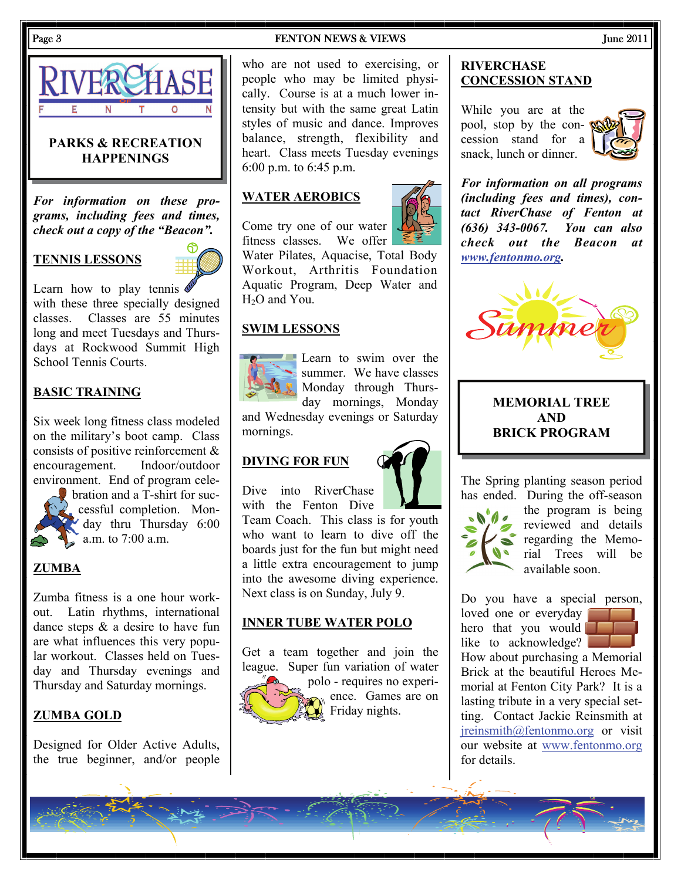# PARKS & RECREATION HAPPENINGS

***For information on these programs, including fees and times, check out a copy of the "Beacon".***

## TENNIS LESSONS

Learn how to play tennis with these three specially designed classes. Classes are 55 minutes long and meet Tuesdays and Thursdays at Rockwood Summit High School Tennis Courts.

## BASIC TRAINING

Six week long fitness class modeled on the military's boot camp. Class consists of positive reinforcement & encouragement. Indoor/outdoor environment. End of program celebration and a T-shirt for successful completion. Monday thru Thursday 6:00 a.m. to 7:00 a.m.

## ZUMBA

Zumba fitness is a one hour workout. Latin rhythms, international dance steps & a desire to have fun are what influences this very popular workout. Classes held on Tuesday and Thursday evenings and Thursday and Saturday mornings.

## ZUMBA GOLD

Designed for Older Active Adults, the true beginner, and/or people who are not used to exercising, or people who may be limited physically. Course is at a much lower intensity but with the same great Latin styles of music and dance. Improves balance, strength, flexibility and heart. Class meets Tuesday evenings 6:00 p.m. to 6:45 p.m.

## WATER AEROBICS

Come try one of our water fitness classes. We offer Water Pilates, Aquacise, Total Body Workout, Arthritis Foundation Aquatic Program, Deep Water and $H_2O$ and You.

## SWIM LESSONS

Learn to swim over the summer. We have classes Monday through Thursday mornings, Monday and Wednesday evenings or Saturday mornings.

## DIVING FOR FUN

Dive into RiverChase with the Fenton Dive Team Coach. This class is for youth who want to learn to dive off the boards just for the fun but might need a little extra encouragement to jump into the awesome diving experience. Next class is on Sunday, July 9.

## INNER TUBE WATER POLO

Get a team together and join the league. Super fun variation of water polo - requires no experience. Games are on Friday nights.

## RIVERCHASE CONCESSION STAND

While you are at the pool, stop by the concession stand for a snack, lunch or dinner.

***For information on all programs (including fees and times), contact RiverChase of Fenton at (636) 343-0067. You can also check out the Beacon at www.fentonmo.org.***

## MEMORIAL TREE AND BRICK PROGRAM

The Spring planting season period has ended. During the off-season the program is being reviewed and details regarding the Memorial Trees will be available soon.

Do you have a special person, loved one or everyday hero that you would like to acknowledge? How about purchasing a Memorial Brick at the beautiful Heroes Memorial at Fenton City Park? It is a lasting tribute in a very special setting. Contact Jackie Reinsmith at jreinsmith@fentonmo.org or visit our website at www.fentonmo.org for details.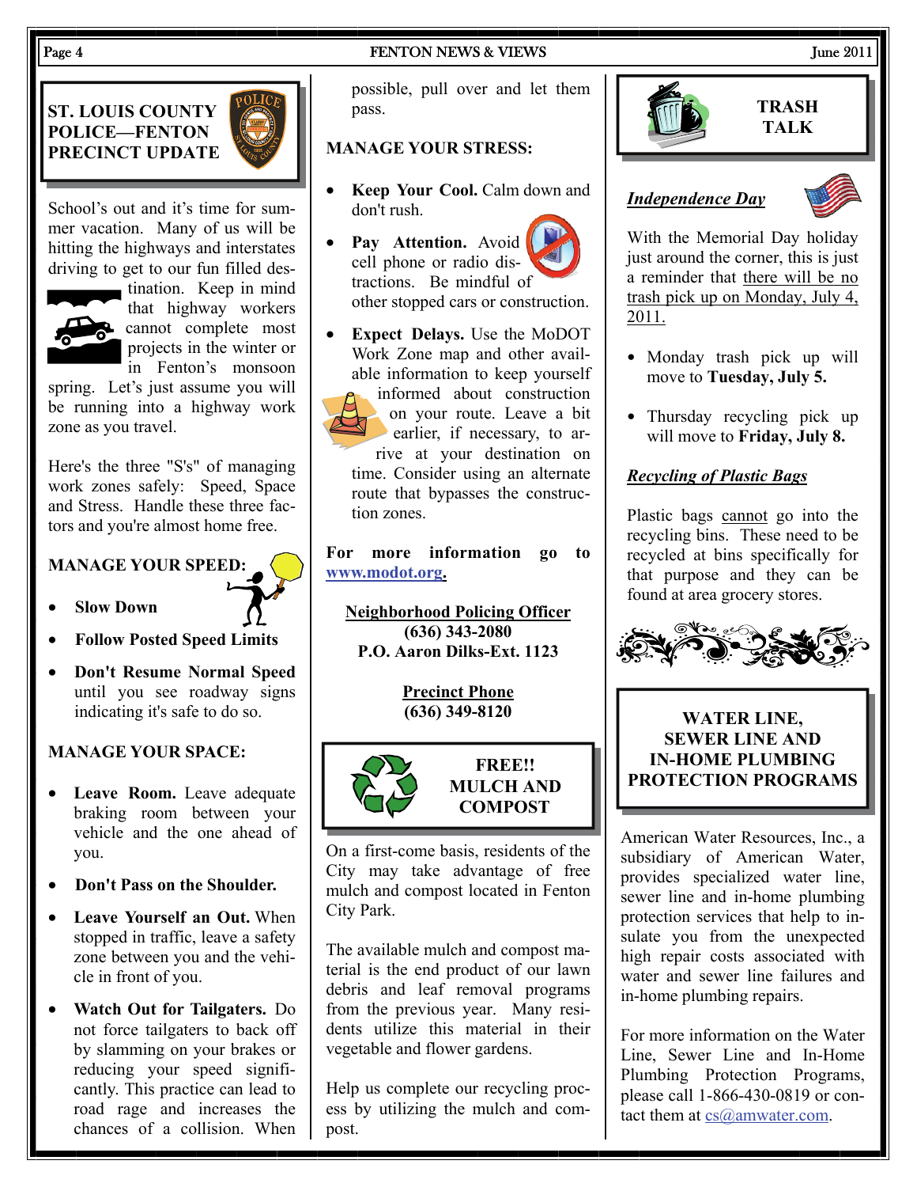## ST. LOUIS COUNTY POLICE—FENTON PRECINCT UPDATE

School's out and it's time for summer vacation. Many of us will be hitting the highways and interstates driving to get to our fun filled destination. Keep in mind that highway workers cannot complete most projects in the winter or in Fenton's monsoon spring. Let's just assume you will be running into a highway work zone as you travel.

Here's the three "S's" of managing work zones safely: Speed, Space and Stress. Handle these three factors and you're almost home free.

**MANAGE YOUR SPEED:**

- **Slow Down**
- **Follow Posted Speed Limits**
- **Don't Resume Normal Speed** until you see roadway signs indicating it's safe to do so.

**MANAGE YOUR SPACE:**

- **Leave Room.** Leave adequate braking room between your vehicle and the one ahead of you.
- **Don't Pass on the Shoulder.**
- **Leave Yourself an Out.** When stopped in traffic, leave a safety zone between you and the vehicle in front of you.
- **Watch Out for Tailgaters.** Do not force tailgaters to back off by slamming on your brakes or reducing your speed significantly. This practice can lead to road rage and increases the chances of a collision. When possible, pull over and let them pass.

**MANAGE YOUR STRESS:**

- **Keep Your Cool.** Calm down and don't rush.
- **Pay Attention.** Avoid cell phone or radio distractions. Be mindful of other stopped cars or construction.
- **Expect Delays.** Use the MoDOT Work Zone map and other available information to keep yourself informed about construction on your route. Leave a bit earlier, if necessary, to arrive at your destination on time. Consider using an alternate route that bypasses the construction zones.

**For more information go to www.modot.org.**

**Neighborhood Policing Officer**
**(636) 343-2080**
**P.O. Aaron Dilks-Ext. 1123**

**Precinct Phone**
**(636) 349-8120**

## FREE!! MULCH AND COMPOST

On a first-come basis, residents of the City may take advantage of free mulch and compost located in Fenton City Park.

The available mulch and compost material is the end product of our lawn debris and leaf removal programs from the previous year. Many residents utilize this material in their vegetable and flower gardens.

Help us complete our recycling process by utilizing the mulch and compost.

## TRASH TALK

### *Independence Day*

With the Memorial Day holiday just around the corner, this is just a reminder that there will be no trash pick up on Monday, July 4, 2011.

- Monday trash pick up will move to **Tuesday, July 5.**
- Thursday recycling pick up will move to **Friday, July 8.**

### *Recycling of Plastic Bags*

Plastic bags cannot go into the recycling bins. These need to be recycled at bins specifically for that purpose and they can be found at area grocery stores.

## WATER LINE, SEWER LINE AND IN-HOME PLUMBING PROTECTION PROGRAMS

American Water Resources, Inc., a subsidiary of American Water, provides specialized water line, sewer line and in-home plumbing protection services that help to insulate you from the unexpected high repair costs associated with water and sewer line failures and in-home plumbing repairs.

For more information on the Water Line, Sewer Line and In-Home Plumbing Protection Programs, please call 1-866-430-0819 or contact them at cs@amwater.com.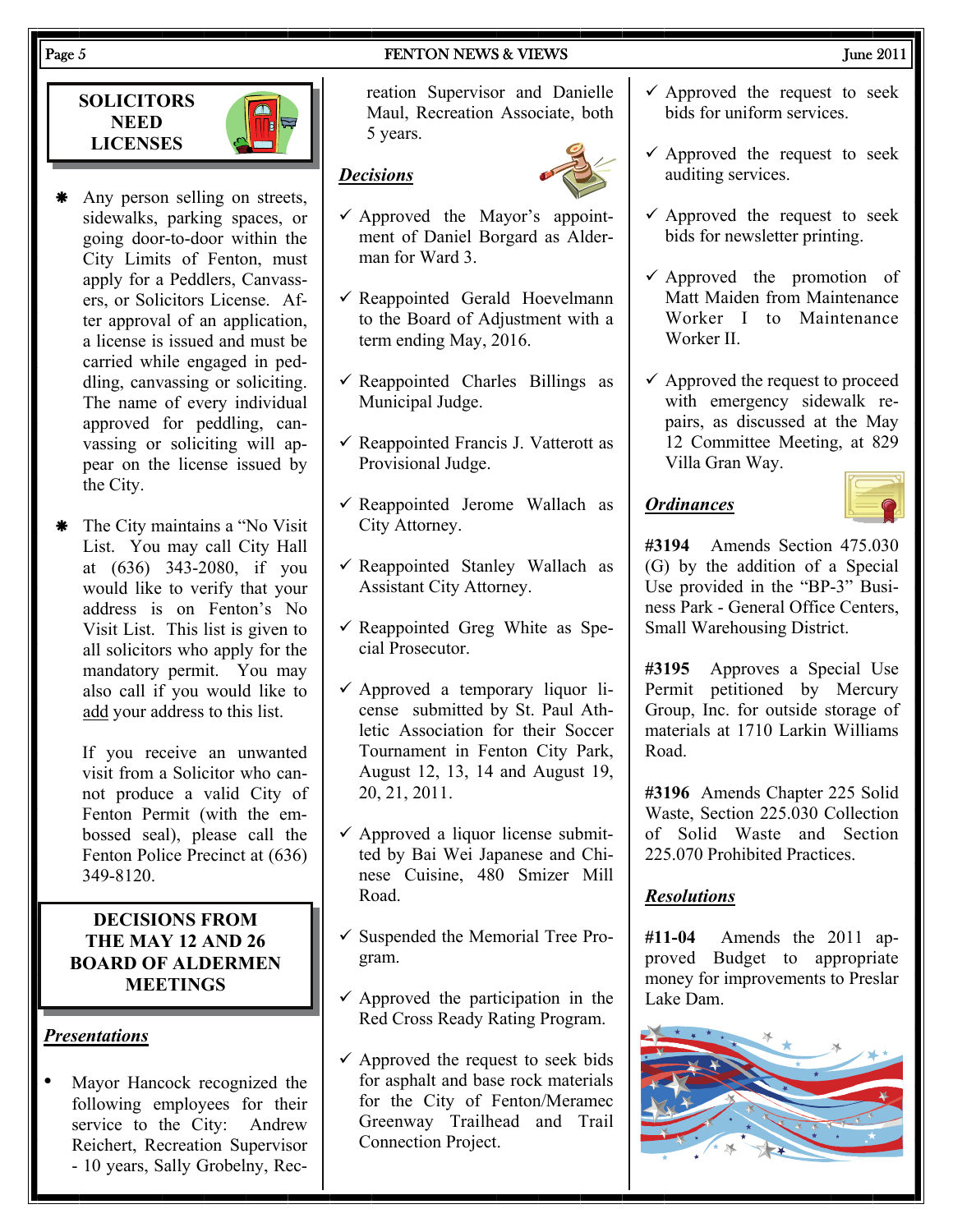## SOLICITORS NEED LICENSES

- Any person selling on streets, sidewalks, parking spaces, or going door-to-door within the City Limits of Fenton, must apply for a Peddlers, Canvassers, or Solicitors License. After approval of an application, a license is issued and must be carried while engaged in peddling, canvassing or soliciting. The name of every individual approved for peddling, canvassing or soliciting will appear on the license issued by the City.

- The City maintains a "No Visit List. You may call City Hall at (636) 343-2080, if you would like to verify that your address is on Fenton's No Visit List. This list is given to all solicitors who apply for the mandatory permit. You may also call if you would like to add your address to this list.

  If you receive an unwanted visit from a Solicitor who cannot produce a valid City of Fenton Permit (with the embossed seal), please call the Fenton Police Precinct at (636) 349-8120.

## DECISIONS FROM THE MAY 12 AND 26 BOARD OF ALDERMEN MEETINGS

### *Presentations*

- Mayor Hancock recognized the following employees for their service to the City: Andrew Reichert, Recreation Supervisor - 10 years, Sally Grobelny, Recreation Supervisor and Danielle Maul, Recreation Associate, both 5 years.

### *Decisions*

- ✓ Approved the Mayor's appointment of Daniel Borgard as Alderman for Ward 3.
- ✓ Reappointed Gerald Hoevelmann to the Board of Adjustment with a term ending May, 2016.
- ✓ Reappointed Charles Billings as Municipal Judge.
- ✓ Reappointed Francis J. Vatterott as Provisional Judge.
- ✓ Reappointed Jerome Wallach as City Attorney.
- ✓ Reappointed Stanley Wallach as Assistant City Attorney.
- ✓ Reappointed Greg White as Special Prosecutor.
- ✓ Approved a temporary liquor license submitted by St. Paul Athletic Association for their Soccer Tournament in Fenton City Park, August 12, 13, 14 and August 19, 20, 21, 2011.
- ✓ Approved a liquor license submitted by Bai Wei Japanese and Chinese Cuisine, 480 Smizer Mill Road.
- ✓ Suspended the Memorial Tree Program.
- ✓ Approved the participation in the Red Cross Ready Rating Program.
- ✓ Approved the request to seek bids for asphalt and base rock materials for the City of Fenton/Meramec Greenway Trailhead and Trail Connection Project.
- ✓ Approved the request to seek bids for uniform services.
- ✓ Approved the request to seek auditing services.
- ✓ Approved the request to seek bids for newsletter printing.
- ✓ Approved the promotion of Matt Maiden from Maintenance Worker I to Maintenance Worker II.
- ✓ Approved the request to proceed with emergency sidewalk repairs, as discussed at the May 12 Committee Meeting, at 829 Villa Gran Way.

### *Ordinances*

**#3194** Amends Section 475.030 (G) by the addition of a Special Use provided in the "BP-3" Business Park - General Office Centers, Small Warehousing District.

**#3195** Approves a Special Use Permit petitioned by Mercury Group, Inc. for outside storage of materials at 1710 Larkin Williams Road.

**#3196** Amends Chapter 225 Solid Waste, Section 225.030 Collection of Solid Waste and Section 225.070 Prohibited Practices.

### *Resolutions*

**#11-04** Amends the 2011 approved Budget to appropriate money for improvements to Preslar Lake Dam.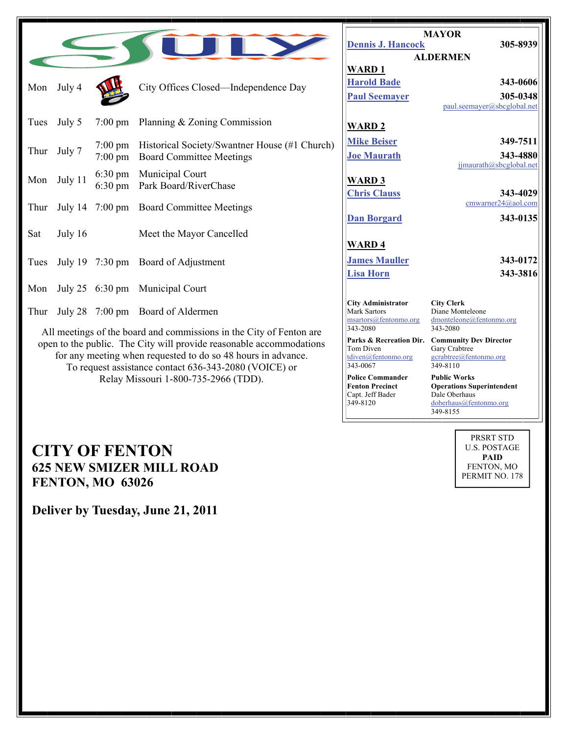# JULY

| | | | |
|---|---|---|---|
| Mon | July 4 | | City Offices Closed—Independence Day |
| Tues | July 5 | 7:00 pm | Planning & Zoning Commission |
| Thur | July 7 | 7:00 pm<br>7:00 pm | Historical Society/Swantner House (#1 Church)<br>Board Committee Meetings |
| Mon | July 11 | 6:30 pm<br>6:30 pm | Municipal Court<br>Park Board/RiverChase |
| Thur | July 14 | 7:00 pm | Board Committee Meetings |
| Sat | July 16 | | Meet the Mayor Cancelled |
| Tues | July 19 | 7:30 pm | Board of Adjustment |
| Mon | July 25 | 6:30 pm | Municipal Court |
| Thur | July 28 | 7:00 pm | Board of Aldermen |

All meetings of the board and commissions in the City of Fenton are open to the public. The City will provide reasonable accommodations for any meeting when requested to do so 48 hours in advance. To request assistance contact 636-343-2080 (VOICE) or Relay Missouri 1-800-735-2966 (TDD).

**MAYOR**

**Dennis J. Hancock** **305-8939**

**ALDERMEN**

**WARD 1**

**Harold Bade** **343-0606**

**Paul Seemayer** **305-0348**
paul.seemayer@sbcglobal.net

**WARD 2**

**Mike Beiser** **349-7511**

**Joe Maurath** **343-4880**
jjmaurath@sbcglobal.net

**WARD 3**

**Chris Clauss** **343-4029**
cmwarner24@aol.com

**Dan Borgard** **343-0135**

**WARD 4**

**James Mauller** **343-0172**

**Lisa Horn** **343-3816**

**City Administrator**
Mark Sartors
msartors@fentonmo.org
343-2080

**City Clerk**
Diane Monteleone
dmonteleone@fentonmo.org
343-2080

**Parks & Recreation Dir.**
Tom Diven
tdiven@fentonmo.org
343-0067

**Community Dev Director**
Gary Crabtree
gcrabtree@fentonmo.org
349-8110

**Police Commander**
**Fenton Precinct**
Capt. Jeff Bader
349-8120

**Public Works**
**Operations Superintendent**
Dale Oberhaus
doberhaus@fentonmo.org
349-8155

## CITY OF FENTON
## 625 NEW SMIZER MILL ROAD
## FENTON, MO 63026

**Deliver by Tuesday, June 21, 2011**

PRSRT STD
U.S. POSTAGE
**PAID**
FENTON, MO
PERMIT NO. 178